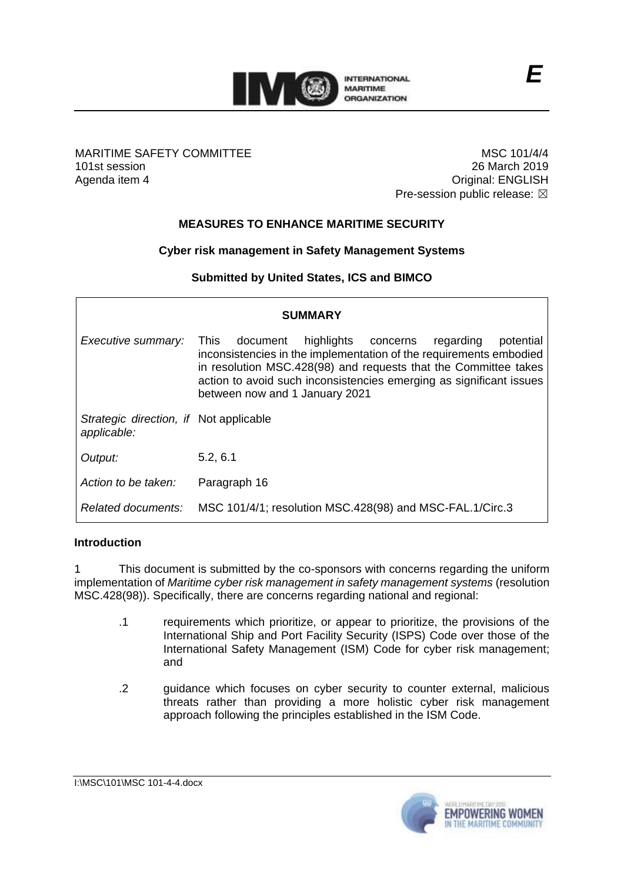MARITIME SAFETY COMMITTEE
101st session
Agenda item 4

MSC 101/4/4
26 March 2019
Original: ENGLISH
Pre-session public release: ☒

## MEASURES TO ENHANCE MARITIME SECURITY

### Cyber risk management in Safety Management Systems

### Submitted by United States, ICS and BIMCO

| SUMMARY | |
|---|---|
| *Executive summary:* | This document highlights concerns regarding potential inconsistencies in the implementation of the requirements embodied in resolution MSC.428(98) and requests that the Committee takes action to avoid such inconsistencies emerging as significant issues between now and 1 January 2021 |
| *Strategic direction, if applicable:* | Not applicable |
| *Output:* | 5.2, 6.1 |
| *Action to be taken:* | Paragraph 16 |
| *Related documents:* | MSC 101/4/1; resolution MSC.428(98) and MSC-FAL.1/Circ.3 |

**Introduction**

1 This document is submitted by the co-sponsors with concerns regarding the uniform implementation of *Maritime cyber risk management in safety management systems* (resolution MSC.428(98)). Specifically, there are concerns regarding national and regional:

.1 requirements which prioritize, or appear to prioritize, the provisions of the International Ship and Port Facility Security (ISPS) Code over those of the International Safety Management (ISM) Code for cyber risk management; and

.2 guidance which focuses on cyber security to counter external, malicious threats rather than providing a more holistic cyber risk management approach following the principles established in the ISM Code.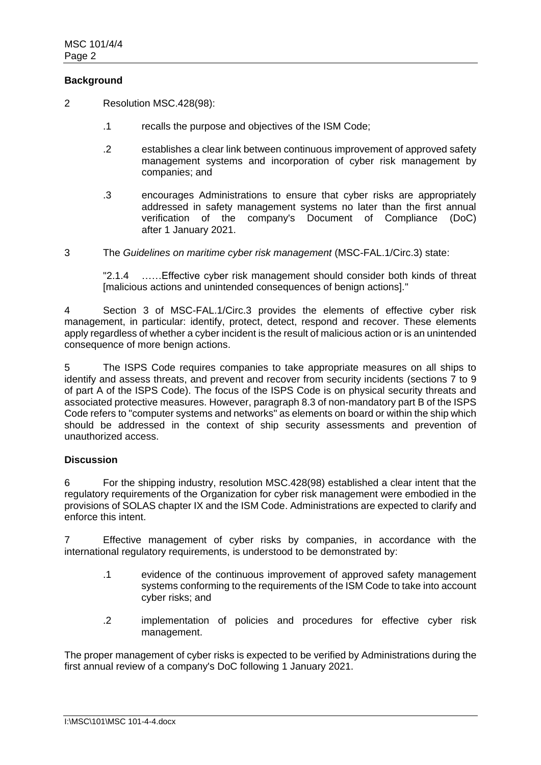**Background**

2 Resolution MSC.428(98):

.1 recalls the purpose and objectives of the ISM Code;

.2 establishes a clear link between continuous improvement of approved safety management systems and incorporation of cyber risk management by companies; and

.3 encourages Administrations to ensure that cyber risks are appropriately addressed in safety management systems no later than the first annual verification of the company's Document of Compliance (DoC) after 1 January 2021.

3 The *Guidelines on maritime cyber risk management* (MSC-FAL.1/Circ.3) state:

"2.1.4 ……Effective cyber risk management should consider both kinds of threat [malicious actions and unintended consequences of benign actions]."

4 Section 3 of MSC-FAL.1/Circ.3 provides the elements of effective cyber risk management, in particular: identify, protect, detect, respond and recover. These elements apply regardless of whether a cyber incident is the result of malicious action or is an unintended consequence of more benign actions.

5 The ISPS Code requires companies to take appropriate measures on all ships to identify and assess threats, and prevent and recover from security incidents (sections 7 to 9 of part A of the ISPS Code). The focus of the ISPS Code is on physical security threats and associated protective measures. However, paragraph 8.3 of non-mandatory part B of the ISPS Code refers to "computer systems and networks" as elements on board or within the ship which should be addressed in the context of ship security assessments and prevention of unauthorized access.

**Discussion**

6 For the shipping industry, resolution MSC.428(98) established a clear intent that the regulatory requirements of the Organization for cyber risk management were embodied in the provisions of SOLAS chapter IX and the ISM Code. Administrations are expected to clarify and enforce this intent.

7 Effective management of cyber risks by companies, in accordance with the international regulatory requirements, is understood to be demonstrated by:

.1 evidence of the continuous improvement of approved safety management systems conforming to the requirements of the ISM Code to take into account cyber risks; and

.2 implementation of policies and procedures for effective cyber risk management.

The proper management of cyber risks is expected to be verified by Administrations during the first annual review of a company's DoC following 1 January 2021.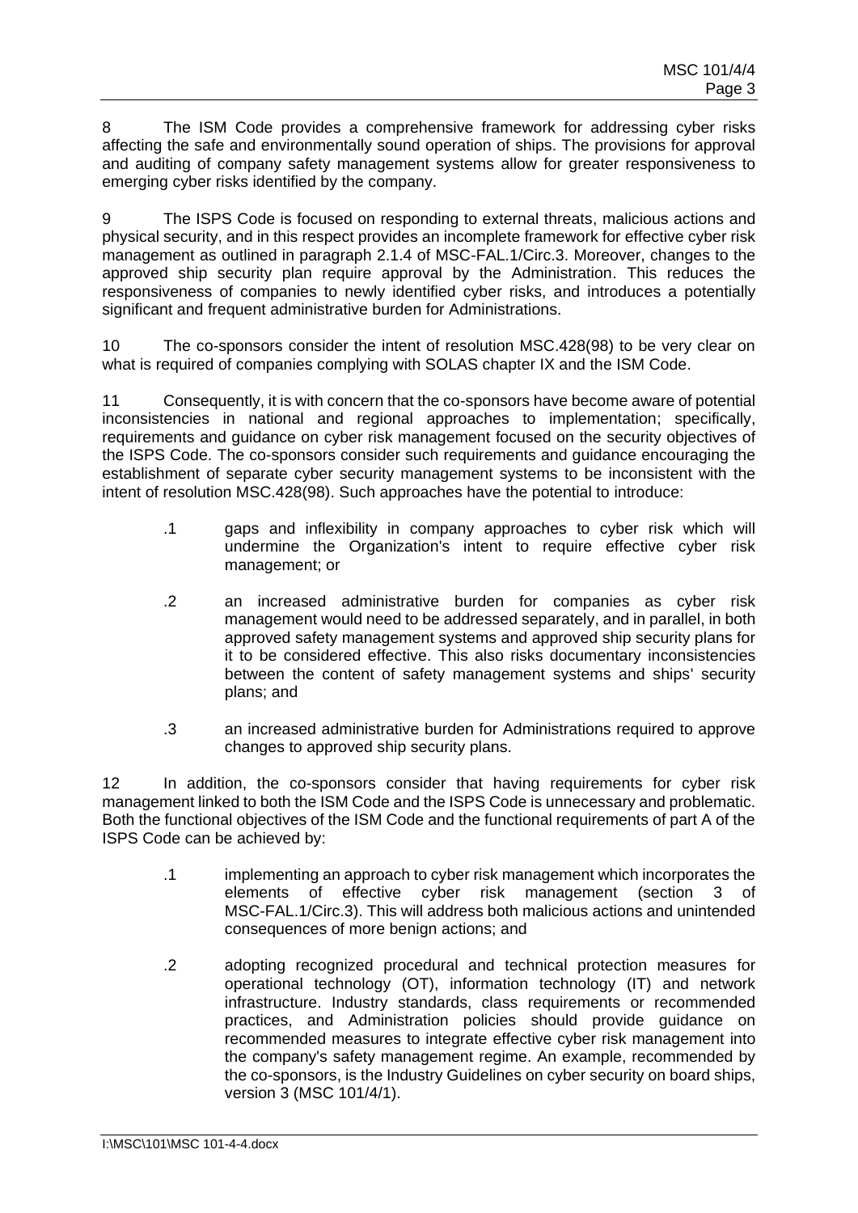8 The ISM Code provides a comprehensive framework for addressing cyber risks affecting the safe and environmentally sound operation of ships. The provisions for approval and auditing of company safety management systems allow for greater responsiveness to emerging cyber risks identified by the company.

9 The ISPS Code is focused on responding to external threats, malicious actions and physical security, and in this respect provides an incomplete framework for effective cyber risk management as outlined in paragraph 2.1.4 of MSC-FAL.1/Circ.3. Moreover, changes to the approved ship security plan require approval by the Administration. This reduces the responsiveness of companies to newly identified cyber risks, and introduces a potentially significant and frequent administrative burden for Administrations.

10 The co-sponsors consider the intent of resolution MSC.428(98) to be very clear on what is required of companies complying with SOLAS chapter IX and the ISM Code.

11 Consequently, it is with concern that the co-sponsors have become aware of potential inconsistencies in national and regional approaches to implementation; specifically, requirements and guidance on cyber risk management focused on the security objectives of the ISPS Code. The co-sponsors consider such requirements and guidance encouraging the establishment of separate cyber security management systems to be inconsistent with the intent of resolution MSC.428(98). Such approaches have the potential to introduce:

.1 gaps and inflexibility in company approaches to cyber risk which will undermine the Organization's intent to require effective cyber risk management; or

.2 an increased administrative burden for companies as cyber risk management would need to be addressed separately, and in parallel, in both approved safety management systems and approved ship security plans for it to be considered effective. This also risks documentary inconsistencies between the content of safety management systems and ships' security plans; and

.3 an increased administrative burden for Administrations required to approve changes to approved ship security plans.

12 In addition, the co-sponsors consider that having requirements for cyber risk management linked to both the ISM Code and the ISPS Code is unnecessary and problematic. Both the functional objectives of the ISM Code and the functional requirements of part A of the ISPS Code can be achieved by:

.1 implementing an approach to cyber risk management which incorporates the elements of effective cyber risk management (section 3 of MSC-FAL.1/Circ.3). This will address both malicious actions and unintended consequences of more benign actions; and

.2 adopting recognized procedural and technical protection measures for operational technology (OT), information technology (IT) and network infrastructure. Industry standards, class requirements or recommended practices, and Administration policies should provide guidance on recommended measures to integrate effective cyber risk management into the company's safety management regime. An example, recommended by the co-sponsors, is the Industry Guidelines on cyber security on board ships, version 3 (MSC 101/4/1).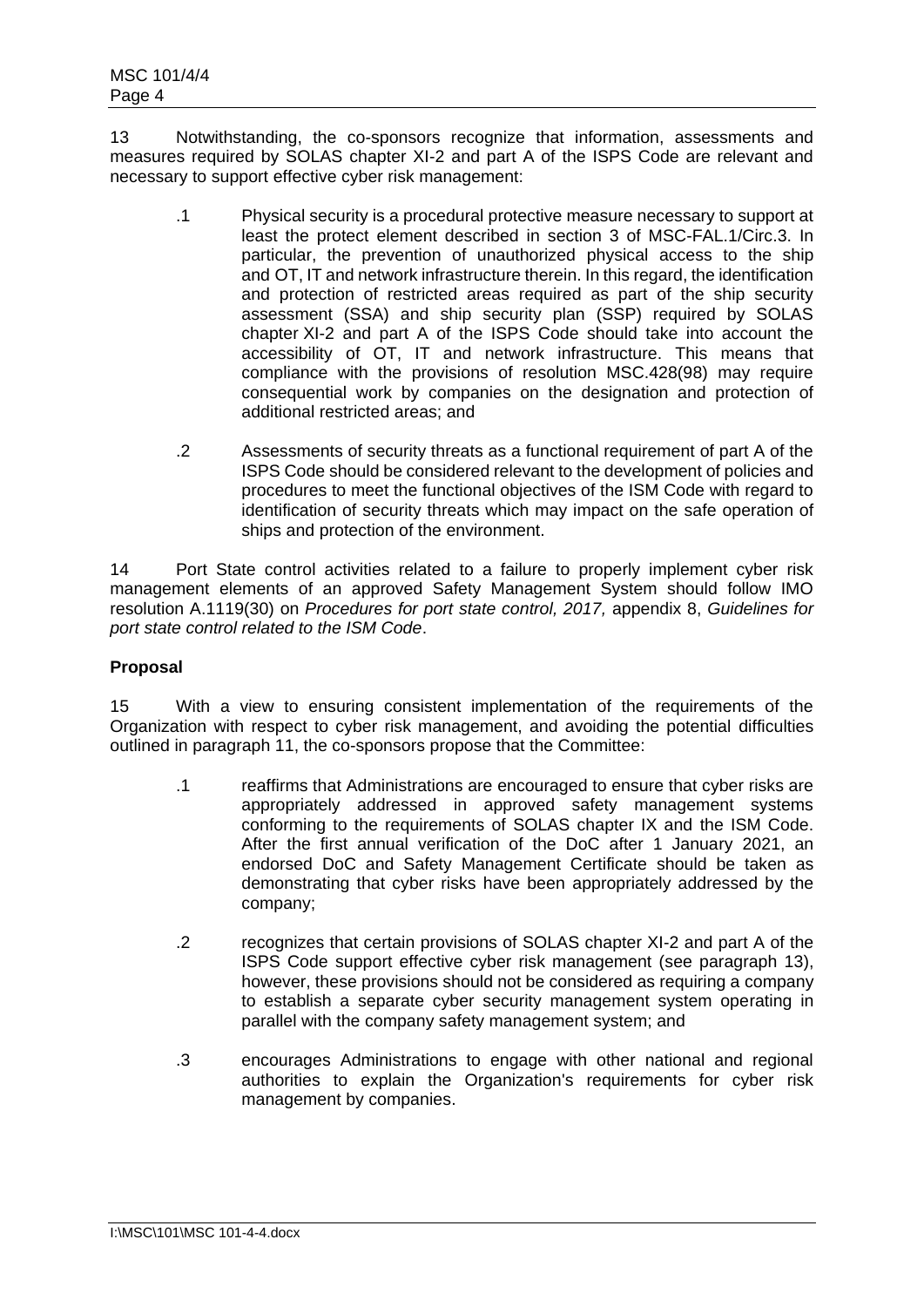13 Notwithstanding, the co-sponsors recognize that information, assessments and measures required by SOLAS chapter XI-2 and part A of the ISPS Code are relevant and necessary to support effective cyber risk management:

.1 Physical security is a procedural protective measure necessary to support at least the protect element described in section 3 of MSC-FAL.1/Circ.3. In particular, the prevention of unauthorized physical access to the ship and OT, IT and network infrastructure therein. In this regard, the identification and protection of restricted areas required as part of the ship security assessment (SSA) and ship security plan (SSP) required by SOLAS chapter XI-2 and part A of the ISPS Code should take into account the accessibility of OT, IT and network infrastructure. This means that compliance with the provisions of resolution MSC.428(98) may require consequential work by companies on the designation and protection of additional restricted areas; and

.2 Assessments of security threats as a functional requirement of part A of the ISPS Code should be considered relevant to the development of policies and procedures to meet the functional objectives of the ISM Code with regard to identification of security threats which may impact on the safe operation of ships and protection of the environment.

14 Port State control activities related to a failure to properly implement cyber risk management elements of an approved Safety Management System should follow IMO resolution A.1119(30) on *Procedures for port state control, 2017,* appendix 8, *Guidelines for port state control related to the ISM Code*.

**Proposal**

15 With a view to ensuring consistent implementation of the requirements of the Organization with respect to cyber risk management, and avoiding the potential difficulties outlined in paragraph 11, the co-sponsors propose that the Committee:

.1 reaffirms that Administrations are encouraged to ensure that cyber risks are appropriately addressed in approved safety management systems conforming to the requirements of SOLAS chapter IX and the ISM Code. After the first annual verification of the DoC after 1 January 2021, an endorsed DoC and Safety Management Certificate should be taken as demonstrating that cyber risks have been appropriately addressed by the company;

.2 recognizes that certain provisions of SOLAS chapter XI-2 and part A of the ISPS Code support effective cyber risk management (see paragraph 13), however, these provisions should not be considered as requiring a company to establish a separate cyber security management system operating in parallel with the company safety management system; and

.3 encourages Administrations to engage with other national and regional authorities to explain the Organization's requirements for cyber risk management by companies.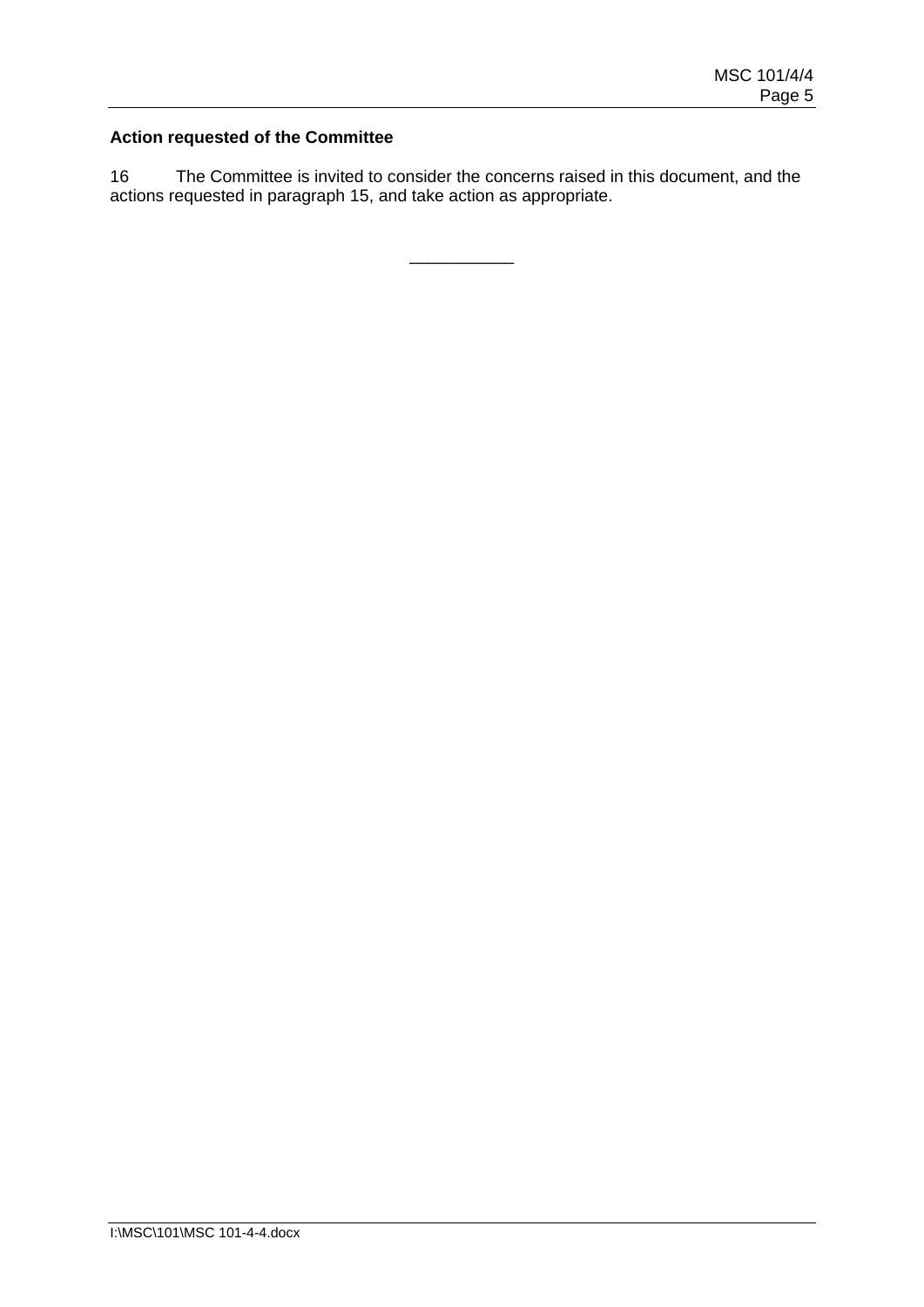**Action requested of the Committee**

16 The Committee is invited to consider the concerns raised in this document, and the actions requested in paragraph 15, and take action as appropriate.

___________